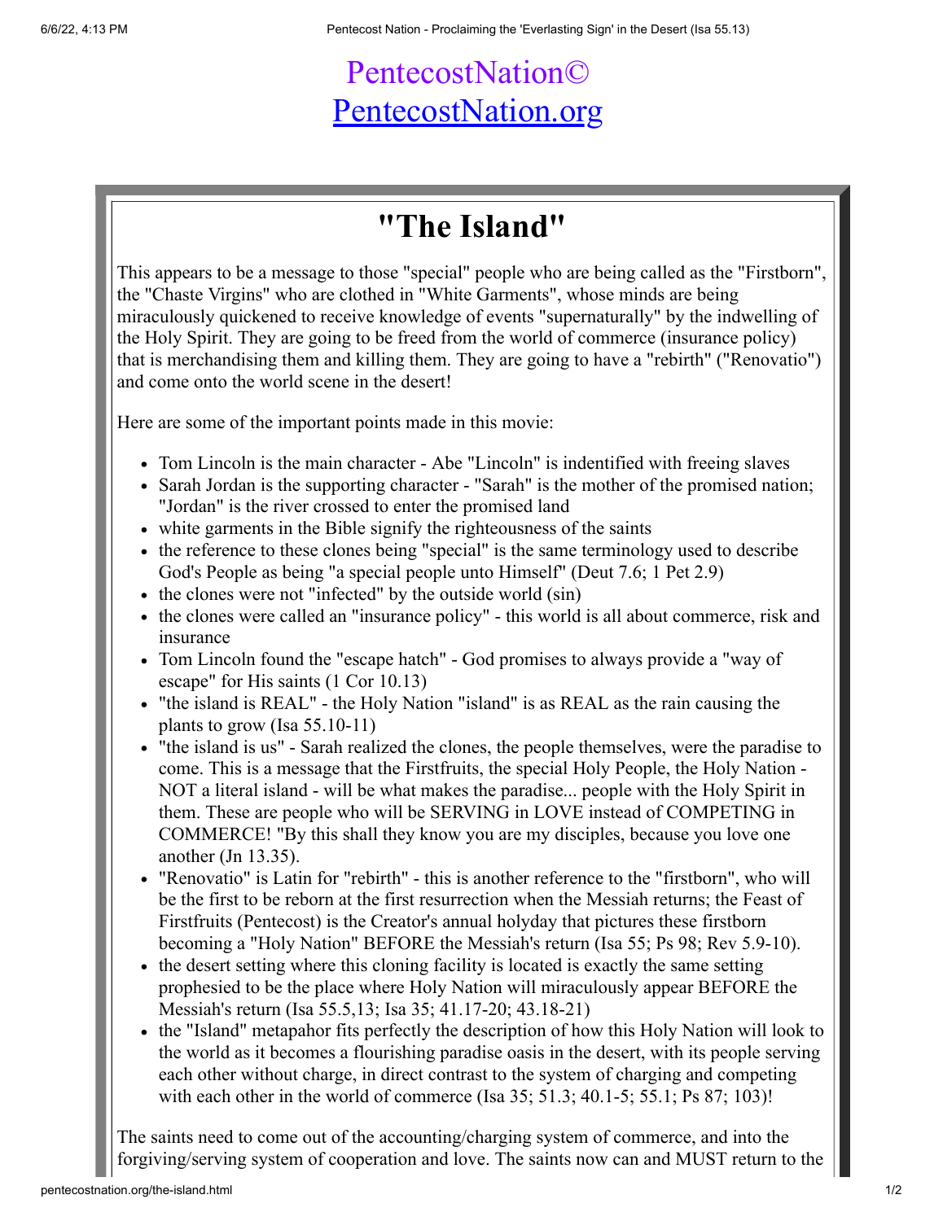PentecostNation©

[PentecostNation.org](pentecostnation.org)

# "The Island"

This appears to be a message to those "special" people who are being called as the "Firstborn", the "Chaste Virgins" who are clothed in "White Garments", whose minds are being miraculously quickened to receive knowledge of events "supernaturally" by the indwelling of the Holy Spirit. They are going to be freed from the world of commerce (insurance policy) that is merchandising them and killing them. They are going to have a "rebirth" ("Renovatio") and come onto the world scene in the desert!

Here are some of the important points made in this movie:

- Tom Lincoln is the main character - Abe "Lincoln" is indentified with freeing slaves
- Sarah Jordan is the supporting character - "Sarah" is the mother of the promised nation; "Jordan" is the river crossed to enter the promised land
- white garments in the Bible signify the righteousness of the saints
- the reference to these clones being "special" is the same terminology used to describe God's People as being "a special people unto Himself" (Deut 7.6; 1 Pet 2.9)
- the clones were not "infected" by the outside world (sin)
- the clones were called an "insurance policy" - this world is all about commerce, risk and insurance
- Tom Lincoln found the "escape hatch" - God promises to always provide a "way of escape" for His saints (1 Cor 10.13)
- "the island is REAL" - the Holy Nation "island" is as REAL as the rain causing the plants to grow (Isa 55.10-11)
- "the island is us" - Sarah realized the clones, the people themselves, were the paradise to come. This is a message that the Firstfruits, the special Holy People, the Holy Nation - NOT a literal island - will be what makes the paradise... people with the Holy Spirit in them. These are people who will be SERVING in LOVE instead of COMPETING in COMMERCE! "By this shall they know you are my disciples, because you love one another (Jn 13.35).
- "Renovatio" is Latin for "rebirth" - this is another reference to the "firstborn", who will be the first to be reborn at the first resurrection when the Messiah returns; the Feast of Firstfruits (Pentecost) is the Creator's annual holyday that pictures these firstborn becoming a "Holy Nation" BEFORE the Messiah's return (Isa 55; Ps 98; Rev 5.9-10).
- the desert setting where this cloning facility is located is exactly the same setting prophesied to be the place where Holy Nation will miraculously appear BEFORE the Messiah's return (Isa 55.5,13; Isa 35; 41.17-20; 43.18-21)
- the "Island" metapahor fits perfectly the description of how this Holy Nation will look to the world as it becomes a flourishing paradise oasis in the desert, with its people serving each other without charge, in direct contrast to the system of charging and competing with each other in the world of commerce (Isa 35; 51.3; 40.1-5; 55.1; Ps 87; 103)!

The saints need to come out of the accounting/charging system of commerce, and into the forgiving/serving system of cooperation and love. The saints now can and MUST return to the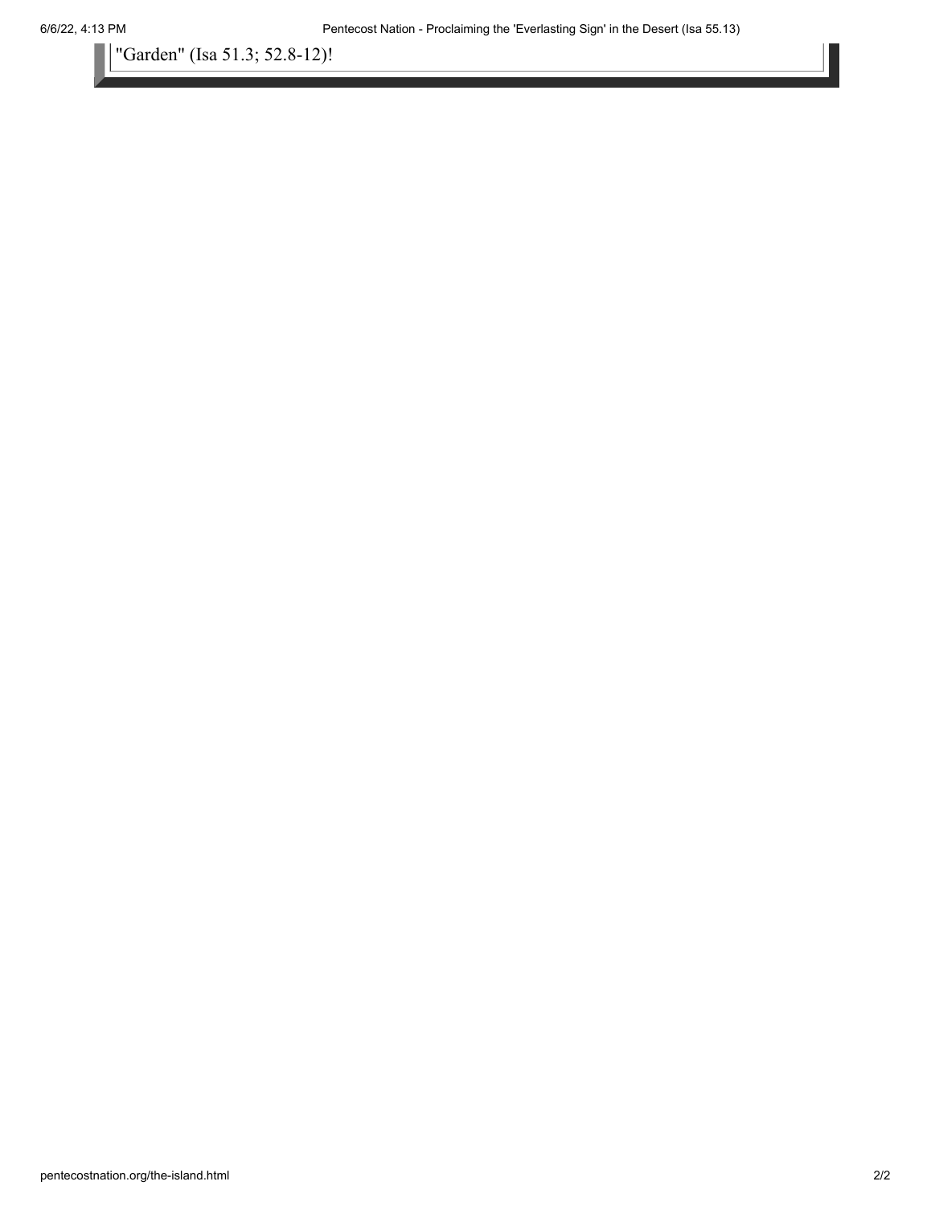"Garden" (Isa 51.3; 52.8-12)!